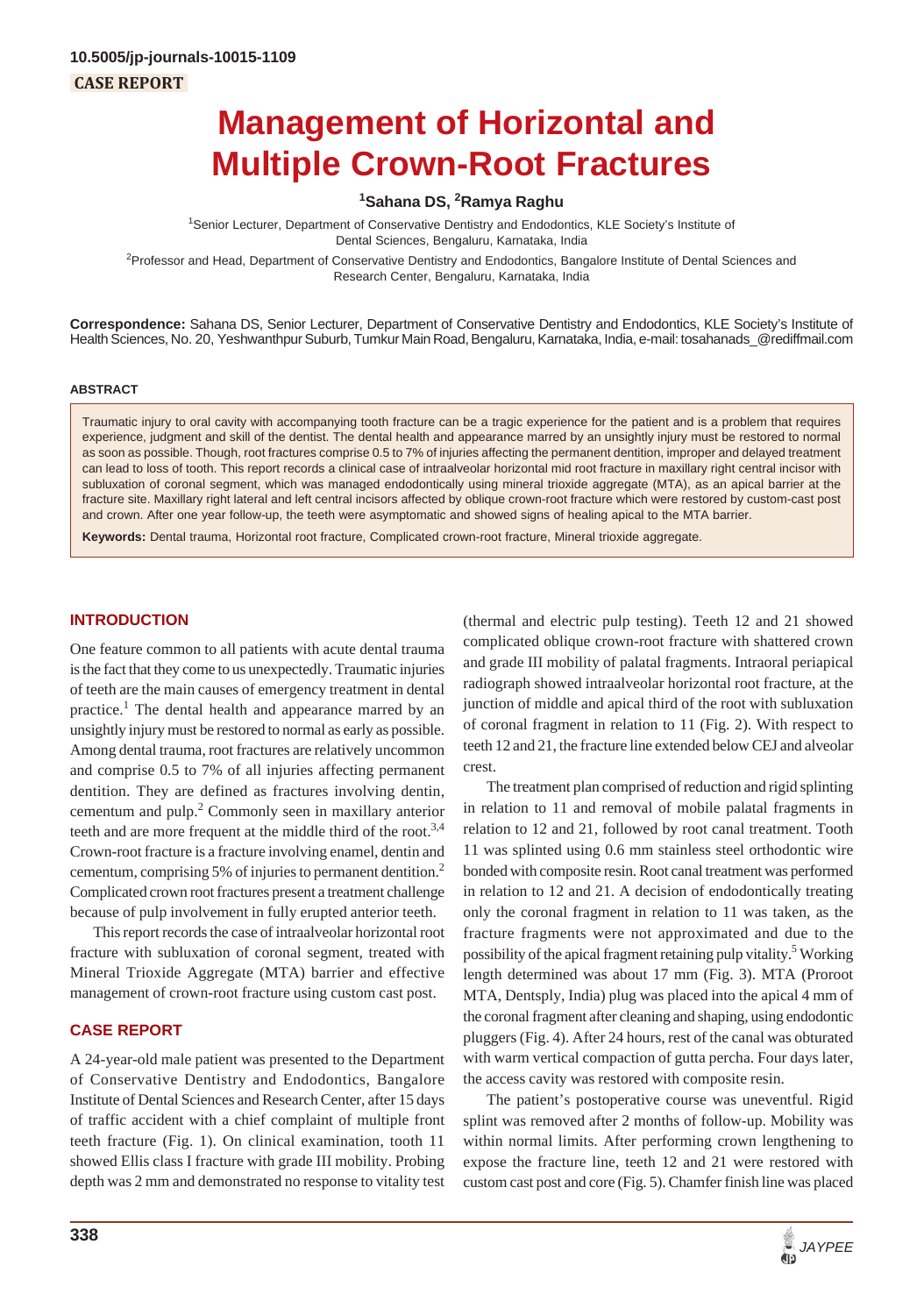10.5005/jp-journals-10015-1109

CASE REPORT

# Management of Horizontal and Multiple Crown-Root Fractures

[1]Sahana DS, [2]Ramya Raghu

[1]Senior Lecturer, Department of Conservative Dentistry and Endodontics, KLE Society's Institute of Dental Sciences, Bengaluru, Karnataka, India

[2]Professor and Head, Department of Conservative Dentistry and Endodontics, Bangalore Institute of Dental Sciences and Research Center, Bengaluru, Karnataka, India

**Correspondence:** Sahana DS, Senior Lecturer, Department of Conservative Dentistry and Endodontics, KLE Society's Institute of Health Sciences, No. 20, Yeshwanthpur Suburb, Tumkur Main Road, Bengaluru, Karnataka, India, e-mail: tosahanads_@rediffmail.com

## ABSTRACT

Traumatic injury to oral cavity with accompanying tooth fracture can be a tragic experience for the patient and is a problem that requires experience, judgment and skill of the dentist. The dental health and appearance marred by an unsightly injury must be restored to normal as soon as possible. Though, root fractures comprise 0.5 to 7% of injuries affecting the permanent dentition, improper and delayed treatment can lead to loss of tooth. This report records a clinical case of intraalveolar horizontal mid root fracture in maxillary right central incisor with subluxation of coronal segment, which was managed endodontically using mineral trioxide aggregate (MTA), as an apical barrier at the fracture site. Maxillary right lateral and left central incisors affected by oblique crown-root fracture which were restored by custom-cast post and crown. After one year follow-up, the teeth were asymptomatic and showed signs of healing apical to the MTA barrier.

**Keywords:** Dental trauma, Horizontal root fracture, Complicated crown-root fracture, Mineral trioxide aggregate.

## INTRODUCTION

One feature common to all patients with acute dental trauma is the fact that they come to us unexpectedly. Traumatic injuries of teeth are the main causes of emergency treatment in dental practice.[1] The dental health and appearance marred by an unsightly injury must be restored to normal as early as possible. Among dental trauma, root fractures are relatively uncommon and comprise 0.5 to 7% of all injuries affecting permanent dentition. They are defined as fractures involving dentin, cementum and pulp.[2] Commonly seen in maxillary anterior teeth and are more frequent at the middle third of the root.[3,4] Crown-root fracture is a fracture involving enamel, dentin and cementum, comprising 5% of injuries to permanent dentition.[2] Complicated crown root fractures present a treatment challenge because of pulp involvement in fully erupted anterior teeth.

This report records the case of intraalveolar horizontal root fracture with subluxation of coronal segment, treated with Mineral Trioxide Aggregate (MTA) barrier and effective management of crown-root fracture using custom cast post.

## CASE REPORT

A 24-year-old male patient was presented to the Department of Conservative Dentistry and Endodontics, Bangalore Institute of Dental Sciences and Research Center, after 15 days of traffic accident with a chief complaint of multiple front teeth fracture (Fig. 1). On clinical examination, tooth 11 showed Ellis class I fracture with grade III mobility. Probing depth was 2 mm and demonstrated no response to vitality test (thermal and electric pulp testing). Teeth 12 and 21 showed complicated oblique crown-root fracture with shattered crown and grade III mobility of palatal fragments. Intraoral periapical radiograph showed intraalveolar horizontal root fracture, at the junction of middle and apical third of the root with subluxation of coronal fragment in relation to 11 (Fig. 2). With respect to teeth 12 and 21, the fracture line extended below CEJ and alveolar crest.

The treatment plan comprised of reduction and rigid splinting in relation to 11 and removal of mobile palatal fragments in relation to 12 and 21, followed by root canal treatment. Tooth 11 was splinted using 0.6 mm stainless steel orthodontic wire bonded with composite resin. Root canal treatment was performed in relation to 12 and 21. A decision of endodontically treating only the coronal fragment in relation to 11 was taken, as the fracture fragments were not approximated and due to the possibility of the apical fragment retaining pulp vitality.[5] Working length determined was about 17 mm (Fig. 3). MTA (Proroot MTA, Dentsply, India) plug was placed into the apical 4 mm of the coronal fragment after cleaning and shaping, using endodontic pluggers (Fig. 4). After 24 hours, rest of the canal was obturated with warm vertical compaction of gutta percha. Four days later, the access cavity was restored with composite resin.

The patient's postoperative course was uneventful. Rigid splint was removed after 2 months of follow-up. Mobility was within normal limits. After performing crown lengthening to expose the fracture line, teeth 12 and 21 were restored with custom cast post and core (Fig. 5). Chamfer finish line was placed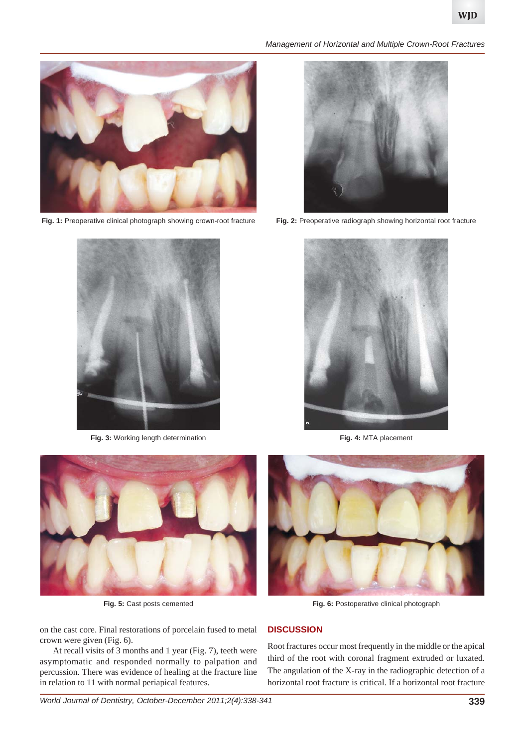Fig. 1: Preoperative clinical photograph showing crown-root fracture

Fig. 2: Preoperative radiograph showing horizontal root fracture

Fig. 3: Working length determination

Fig. 4: MTA placement

Fig. 5: Cast posts cemented

Fig. 6: Postoperative clinical photograph

on the cast core. Final restorations of porcelain fused to metal crown were given (Fig. 6).

At recall visits of 3 months and 1 year (Fig. 7), teeth were asymptomatic and responded normally to palpation and percussion. There was evidence of healing at the fracture line in relation to 11 with normal periapical features.

## DISCUSSION

Root fractures occur most frequently in the middle or the apical third of the root with coronal fragment extruded or luxated. The angulation of the X-ray in the radiographic detection of a horizontal root fracture is critical. If a horizontal root fracture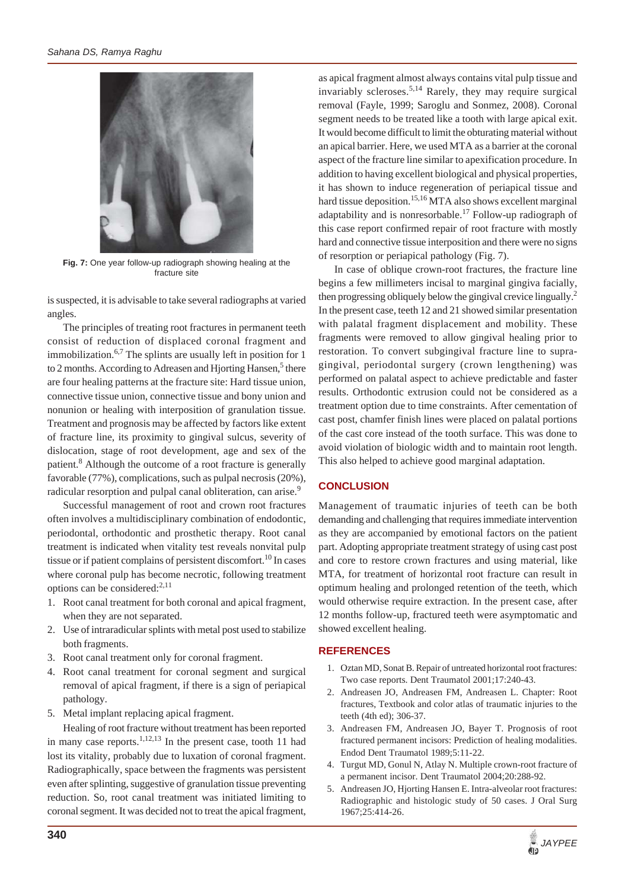Fig. 7: One year follow-up radiograph showing healing at the fracture site

is suspected, it is advisable to take several radiographs at varied angles.

The principles of treating root fractures in permanent teeth consist of reduction of displaced coronal fragment and immobilization.[6,7] The splints are usually left in position for 1 to 2 months. According to Adreasen and Hjorting Hansen,[5] there are four healing patterns at the fracture site: Hard tissue union, connective tissue union, connective tissue and bony union and nonunion or healing with interposition of granulation tissue. Treatment and prognosis may be affected by factors like extent of fracture line, its proximity to gingival sulcus, severity of dislocation, stage of root development, age and sex of the patient.[8] Although the outcome of a root fracture is generally favorable (77%), complications, such as pulpal necrosis (20%), radicular resorption and pulpal canal obliteration, can arise.[9]

Successful management of root and crown root fractures often involves a multidisciplinary combination of endodontic, periodontal, orthodontic and prosthetic therapy. Root canal treatment is indicated when vitality test reveals nonvital pulp tissue or if patient complains of persistent discomfort.[10] In cases where coronal pulp has become necrotic, following treatment options can be considered:[2,11]

1. Root canal treatment for both coronal and apical fragment, when they are not separated.
2. Use of intraradicular splints with metal post used to stabilize both fragments.
3. Root canal treatment only for coronal fragment.
4. Root canal treatment for coronal segment and surgical removal of apical fragment, if there is a sign of periapical pathology.
5. Metal implant replacing apical fragment.

Healing of root fracture without treatment has been reported in many case reports.[1,12,13] In the present case, tooth 11 had lost its vitality, probably due to luxation of coronal fragment. Radiographically, space between the fragments was persistent even after splinting, suggestive of granulation tissue preventing reduction. So, root canal treatment was initiated limiting to coronal segment. It was decided not to treat the apical fragment, as apical fragment almost always contains vital pulp tissue and invariably scleroses.[5,14] Rarely, they may require surgical removal (Fayle, 1999; Saroglu and Sonmez, 2008). Coronal segment needs to be treated like a tooth with large apical exit. It would become difficult to limit the obturating material without an apical barrier. Here, we used MTA as a barrier at the coronal aspect of the fracture line similar to apexification procedure. In addition to having excellent biological and physical properties, it has shown to induce regeneration of periapical tissue and hard tissue deposition.[15,16] MTA also shows excellent marginal adaptability and is nonresorbable.[17] Follow-up radiograph of this case report confirmed repair of root fracture with mostly hard and connective tissue interposition and there were no signs of resorption or periapical pathology (Fig. 7).

In case of oblique crown-root fractures, the fracture line begins a few millimeters incisal to marginal gingiva facially, then progressing obliquely below the gingival crevice lingually.[2] In the present case, teeth 12 and 21 showed similar presentation with palatal fragment displacement and mobility. These fragments were removed to allow gingival healing prior to restoration. To convert subgingival fracture line to supragingival, periodontal surgery (crown lengthening) was performed on palatal aspect to achieve predictable and faster results. Orthodontic extrusion could not be considered as a treatment option due to time constraints. After cementation of cast post, chamfer finish lines were placed on palatal portions of the cast core instead of the tooth surface. This was done to avoid violation of biologic width and to maintain root length. This also helped to achieve good marginal adaptation.

## CONCLUSION

Management of traumatic injuries of teeth can be both demanding and challenging that requires immediate intervention as they are accompanied by emotional factors on the patient part. Adopting appropriate treatment strategy of using cast post and core to restore crown fractures and using material, like MTA, for treatment of horizontal root fracture can result in optimum healing and prolonged retention of the teeth, which would otherwise require extraction. In the present case, after 12 months follow-up, fractured teeth were asymptomatic and showed excellent healing.

## REFERENCES

1. Oztan MD, Sonat B. Repair of untreated horizontal root fractures: Two case reports. Dent Traumatol 2001;17:240-43.
2. Andreasen JO, Andreasen FM, Andreasen L. Chapter: Root fractures, Textbook and color atlas of traumatic injuries to the teeth (4th ed); 306-37.
3. Andreasen FM, Andreasen JO, Bayer T. Prognosis of root fractured permanent incisors: Prediction of healing modalities. Endod Dent Traumatol 1989;5:11-22.
4. Turgut MD, Gonul N, Atlay N. Multiple crown-root fracture of a permanent incisor. Dent Traumatol 2004;20:288-92.
5. Andreasen JO, Hjorting Hansen E. Intra-alveolar root fractures: Radiographic and histologic study of 50 cases. J Oral Surg 1967;25:414-26.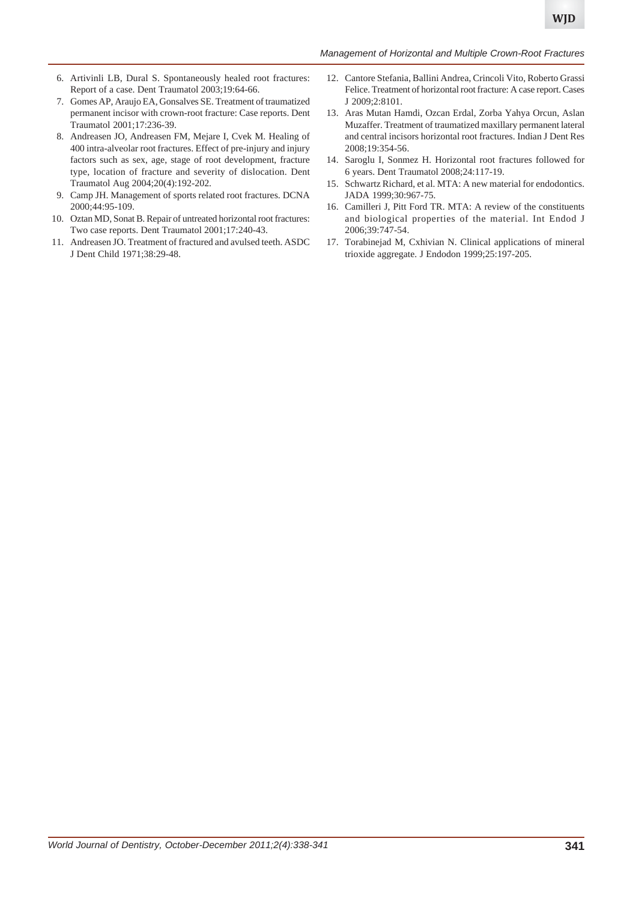6. Artivinli LB, Dural S. Spontaneously healed root fractures: Report of a case. Dent Traumatol 2003;19:64-66.
7. Gomes AP, Araujo EA, Gonsalves SE. Treatment of traumatized permanent incisor with crown-root fracture: Case reports. Dent Traumatol 2001;17:236-39.
8. Andreasen JO, Andreasen FM, Mejare I, Cvek M. Healing of 400 intra-alveolar root fractures. Effect of pre-injury and injury factors such as sex, age, stage of root development, fracture type, location of fracture and severity of dislocation. Dent Traumatol Aug 2004;20(4):192-202.
9. Camp JH. Management of sports related root fractures. DCNA 2000;44:95-109.
10. Oztan MD, Sonat B. Repair of untreated horizontal root fractures: Two case reports. Dent Traumatol 2001;17:240-43.
11. Andreasen JO. Treatment of fractured and avulsed teeth. ASDC J Dent Child 1971;38:29-48.
12. Cantore Stefania, Ballini Andrea, Crincoli Vito, Roberto Grassi Felice. Treatment of horizontal root fracture: A case report. Cases J 2009;2:8101.
13. Aras Mutan Hamdi, Ozcan Erdal, Zorba Yahya Orcun, Aslan Muzaffer. Treatment of traumatized maxillary permanent lateral and central incisors horizontal root fractures. Indian J Dent Res 2008;19:354-56.
14. Saroglu I, Sonmez H. Horizontal root fractures followed for 6 years. Dent Traumatol 2008;24:117-19.
15. Schwartz Richard, et al. MTA: A new material for endodontics. JADA 1999;30:967-75.
16. Camilleri J, Pitt Ford TR. MTA: A review of the constituents and biological properties of the material. Int Endod J 2006;39:747-54.
17. Torabinejad M, Cxhivian N. Clinical applications of mineral trioxide aggregate. J Endodon 1999;25:197-205.